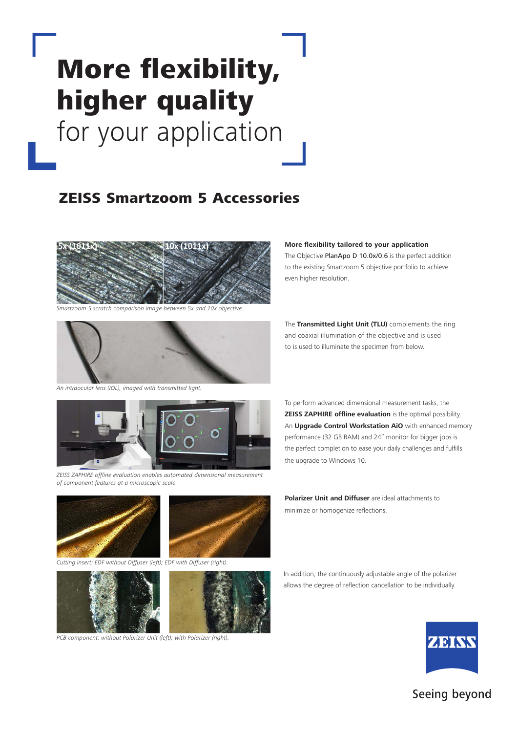# More flexibility, higher quality for your application

## ZEISS Smartzoom 5 Accessories

5x (1011x) 10x (1011x)

*Smartzoom 5 scratch comparison image between 5x and 10x objective.*

**More flexibility tailored to your application**

The Objective PlanApo D 10.0x/0.6 is the perfect addition to the existing Smartzoom 5 objective portfolio to achieve even higher resolution.

*An intraocular lens (IOL), imaged with transmitted light.*

The **Transmitted Light Unit (TLU)** complements the ring and coaxial illumination of the objective and is used to is used to illuminate the specimen from below.

*ZEISS ZAPHIRE offline evaluation enables automated dimensional measurement of component features at a microscopic scale.*

To perform advanced dimensional measurement tasks, the **ZEISS ZAPHIRE offline evaluation** is the optimal possibility. An **Upgrade Control Workstation AiO** with enhanced memory performance (32 GB RAM) and 24" monitor for bigger jobs is the perfect completion to ease your daily challenges and fulfills the upgrade to Windows 10.

*Cutting insert: EDF without Diffuser (left); EDF with Diffuser (right).*

**Polarizer Unit and Diffuser** are ideal attachments to minimize or homogenize reflections.

*PCB component: without Polarizer Unit (left); with Polarizer (right).*

In addition, the continuously adjustable angle of the polarizer allows the degree of reflection cancellation to be individually.

ZEISS

Seeing beyond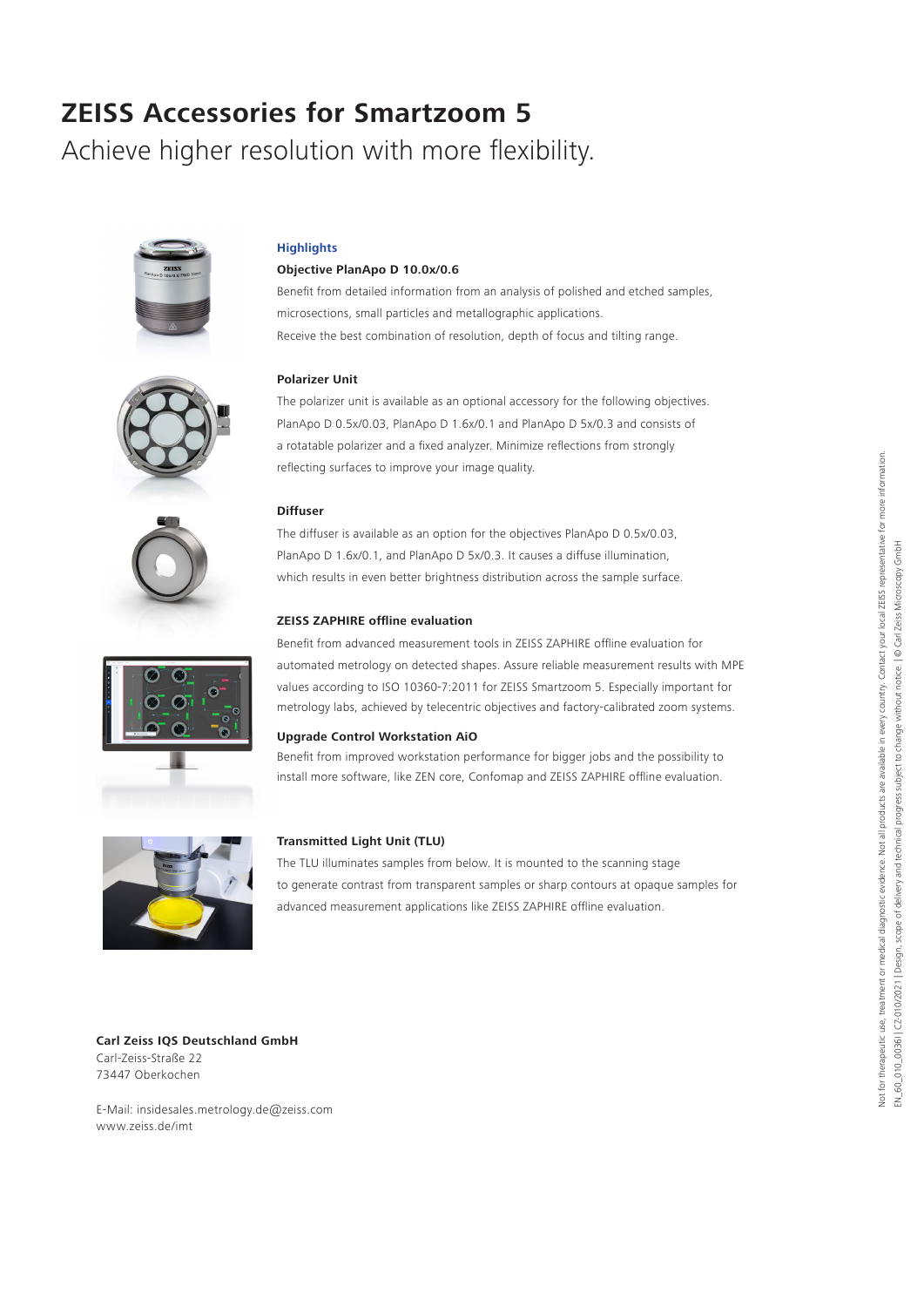# ZEISS Accessories for Smartzoom 5

Achieve higher resolution with more flexibility.

## Highlights

### Objective PlanApo D 10.0x/0.6

Benefit from detailed information from an analysis of polished and etched samples, microsections, small particles and metallographic applications.
Receive the best combination of resolution, depth of focus and tilting range.

### Polarizer Unit

The polarizer unit is available as an optional accessory for the following objectives. PlanApo D 0.5x/0.03, PlanApo D 1.6x/0.1 and PlanApo D 5x/0.3 and consists of a rotatable polarizer and a fixed analyzer. Minimize reflections from strongly reflecting surfaces to improve your image quality.

### Diffuser

The diffuser is available as an option for the objectives PlanApo D 0.5x/0.03, PlanApo D 1.6x/0.1, and PlanApo D 5x/0.3. It causes a diffuse illumination, which results in even better brightness distribution across the sample surface.

### ZEISS ZAPHIRE offline evaluation

Benefit from advanced measurement tools in ZEISS ZAPHIRE offline evaluation for automated metrology on detected shapes. Assure reliable measurement results with MPE values according to ISO 10360-7:2011 for ZEISS Smartzoom 5. Especially important for metrology labs, achieved by telecentric objectives and factory-calibrated zoom systems.

### Upgrade Control Workstation AiO

Benefit from improved workstation performance for bigger jobs and the possibility to install more software, like ZEN core, Confomap and ZEISS ZAPHIRE offline evaluation.

### Transmitted Light Unit (TLU)

The TLU illuminates samples from below. It is mounted to the scanning stage to generate contrast from transparent samples or sharp contours at opaque samples for advanced measurement applications like ZEISS ZAPHIRE offline evaluation.

**Carl Zeiss IQS Deutschland GmbH**
Carl-Zeiss-Straße 22
73447 Oberkochen

E-Mail: insidesales.metrology.de@zeiss.com
www.zeiss.de/imt

Not for therapeutic use, treatment or medical diagnostic evidence. Not all products are available in every country. Contact your local ZEISS representative for more information.
EN_60_010_0036I | CZ-010/2021 | Design, scope of delivery and technical progress subject to change without notice. | © Carl Zeiss Microscopy GmbH